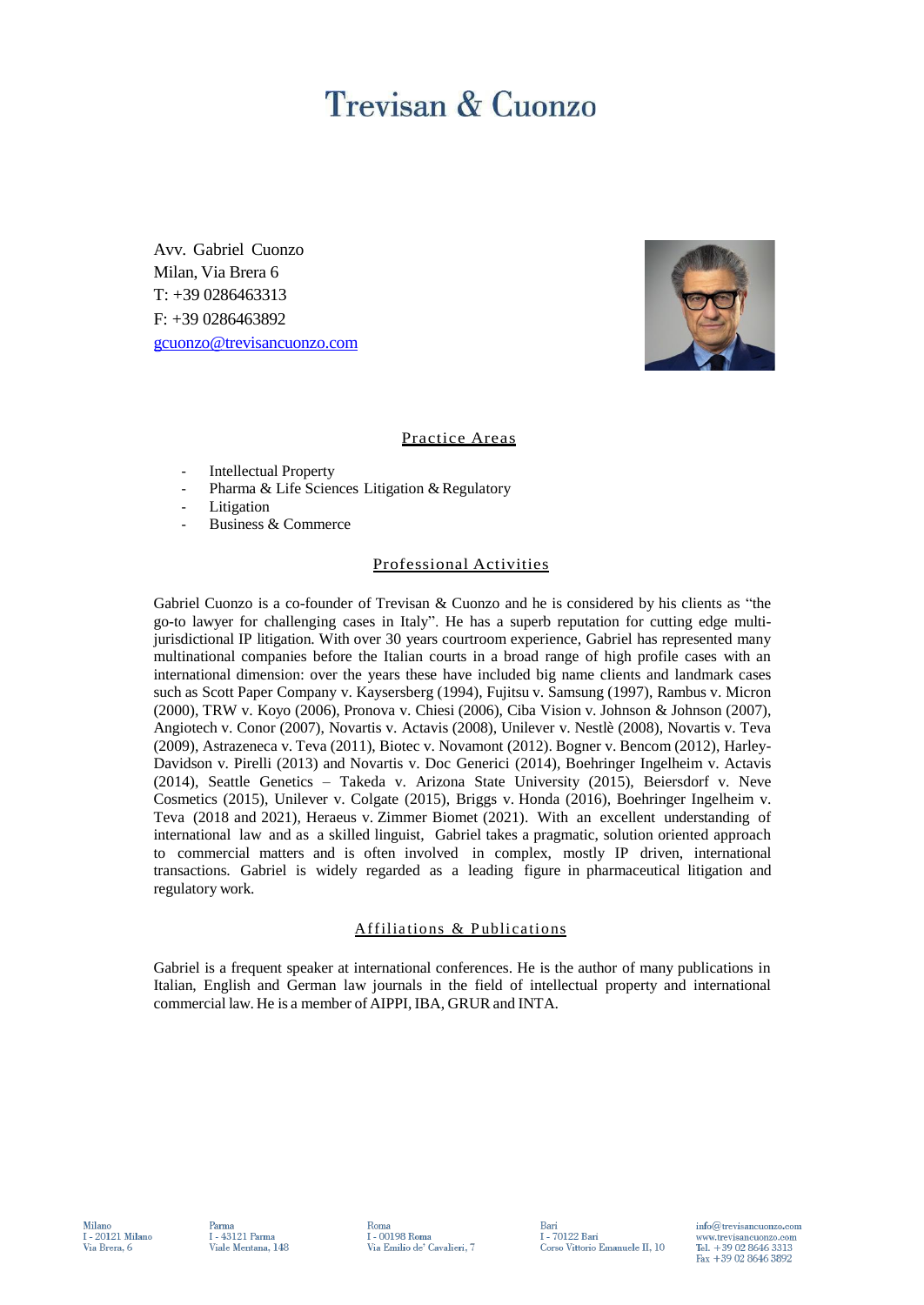# Trevisan & Cuonzo

Avv. Gabriel Cuonzo
Milan, Via Brera 6
T: +39 0286463313
F: +39 0286463892
gcuonzo@trevisancuonzo.com

## Practice Areas

- Intellectual Property
- Pharma & Life Sciences Litigation & Regulatory
- Litigation
- Business & Commerce

## Professional Activities

Gabriel Cuonzo is a co-founder of Trevisan & Cuonzo and he is considered by his clients as "the go-to lawyer for challenging cases in Italy". He has a superb reputation for cutting edge multi-jurisdictional IP litigation. With over 30 years courtroom experience, Gabriel has represented many multinational companies before the Italian courts in a broad range of high profile cases with an international dimension: over the years these have included big name clients and landmark cases such as Scott Paper Company v. Kaysersberg (1994), Fujitsu v. Samsung (1997), Rambus v. Micron (2000), TRW v. Koyo (2006), Pronova v. Chiesi (2006), Ciba Vision v. Johnson & Johnson (2007), Angiotech v. Conor (2007), Novartis v. Actavis (2008), Unilever v. Nestlè (2008), Novartis v. Teva (2009), Astrazeneca v. Teva (2011), Biotec v. Novamont (2012). Bogner v. Bencom (2012), Harley-Davidson v. Pirelli (2013) and Novartis v. Doc Generici (2014), Boehringer Ingelheim v. Actavis (2014), Seattle Genetics – Takeda v. Arizona State University (2015), Beiersdorf v. Neve Cosmetics (2015), Unilever v. Colgate (2015), Briggs v. Honda (2016), Boehringer Ingelheim v. Teva (2018 and 2021), Heraeus v. Zimmer Biomet (2021). With an excellent understanding of international law and as a skilled linguist, Gabriel takes a pragmatic, solution oriented approach to commercial matters and is often involved in complex, mostly IP driven, international transactions. Gabriel is widely regarded as a leading figure in pharmaceutical litigation and regulatory work.

## Affiliations & Publications

Gabriel is a frequent speaker at international conferences. He is the author of many publications in Italian, English and German law journals in the field of intellectual property and international commercial law. He is a member of AIPPI, IBA, GRUR and INTA.

Milano
I - 20121 Milano
Via Brera, 6

Parma
I - 43121 Parma
Viale Mentana, 148

Roma
I - 00198 Roma
Via Emilio de' Cavalieri, 7

Bari
I - 70122 Bari
Corso Vittorio Emanuele II, 10

info@trevisancuonzo.com
www.trevisancuonzo.com
Tel. +39 02 8646 3313
Fax +39 02 8646 3892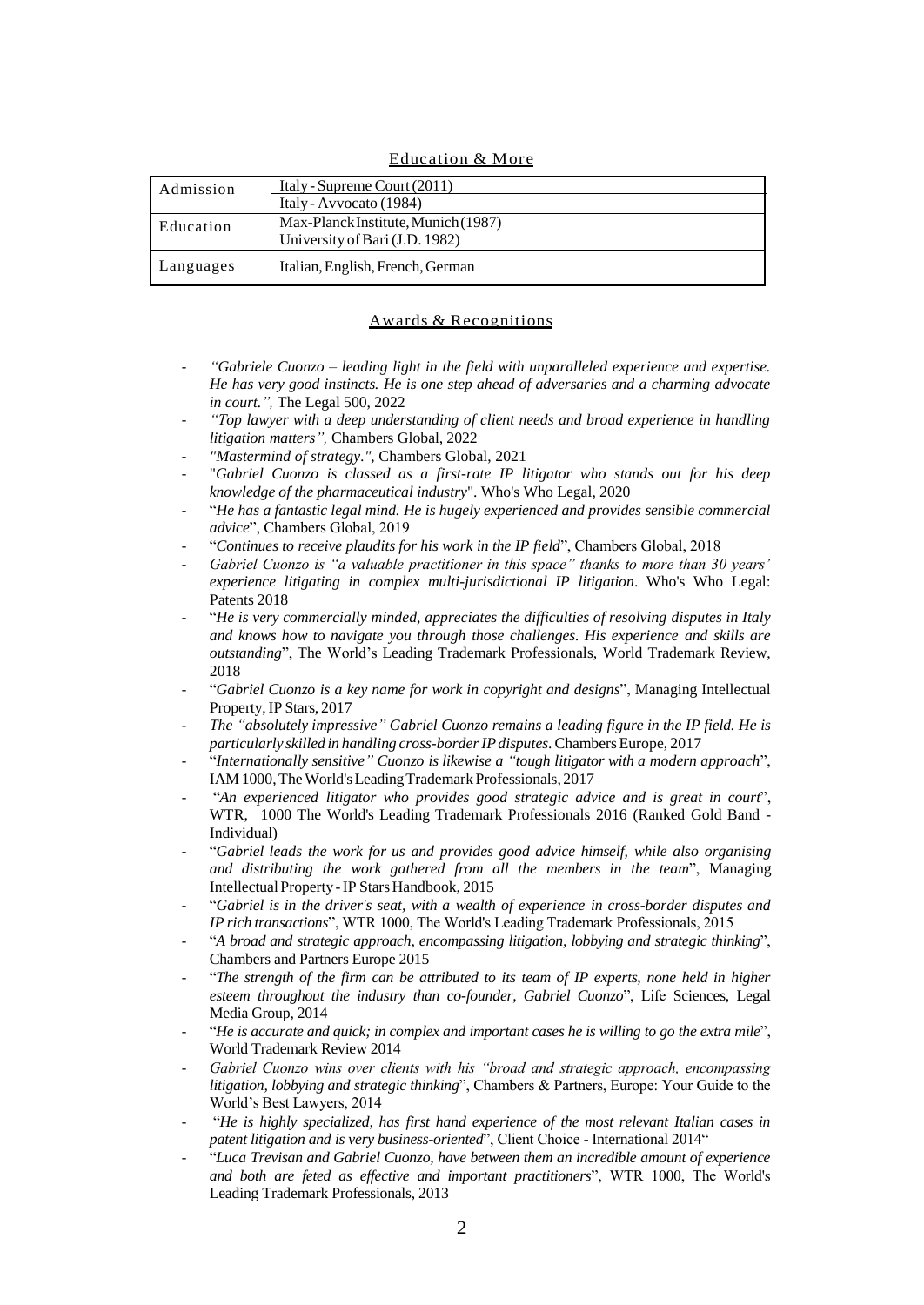## Education & More

| | |
|---|---|
| Admission | Italy - Supreme Court (2011) |
| | Italy - Avvocato (1984) |
| Education | Max-Planck Institute, Munich (1987) |
| | University of Bari (J.D. 1982) |
| Languages | Italian, English, French, German |

## Awards & Recognitions

- *"Gabriele Cuonzo – leading light in the field with unparalleled experience and expertise. He has very good instincts. He is one step ahead of adversaries and a charming advocate in court.",* The Legal 500, 2022
- *"Top lawyer with a deep understanding of client needs and broad experience in handling litigation matters",* Chambers Global, 2022
- *"Mastermind of strategy.",* Chambers Global, 2021
- "*Gabriel Cuonzo is classed as a first-rate IP litigator who stands out for his deep knowledge of the pharmaceutical industry*". Who's Who Legal, 2020
- "*He has a fantastic legal mind. He is hugely experienced and provides sensible commercial advice*", Chambers Global, 2019
- "*Continues to receive plaudits for his work in the IP field*", Chambers Global, 2018
- *Gabriel Cuonzo is "a valuable practitioner in this space" thanks to more than 30 years' experience litigating in complex multi-jurisdictional IP litigation*. Who's Who Legal: Patents 2018
- "*He is very commercially minded, appreciates the difficulties of resolving disputes in Italy and knows how to navigate you through those challenges. His experience and skills are outstanding*", The World's Leading Trademark Professionals, World Trademark Review, 2018
- "*Gabriel Cuonzo is a key name for work in copyright and designs*", Managing Intellectual Property, IP Stars, 2017
- *The "absolutely impressive" Gabriel Cuonzo remains a leading figure in the IP field. He is particularly skilled in handling cross-border IP disputes*. Chambers Europe, 2017
- "*Internationally sensitive" Cuonzo is likewise a "tough litigator with a modern approach*", IAM 1000, The World's Leading Trademark Professionals, 2017
- "*An experienced litigator who provides good strategic advice and is great in court*", WTR, 1000 The World's Leading Trademark Professionals 2016 (Ranked Gold Band - Individual)
- "*Gabriel leads the work for us and provides good advice himself, while also organising and distributing the work gathered from all the members in the team*", Managing Intellectual Property - IP Stars Handbook, 2015
- "*Gabriel is in the driver's seat, with a wealth of experience in cross-border disputes and IP rich transactions*", WTR 1000, The World's Leading Trademark Professionals, 2015
- "*A broad and strategic approach, encompassing litigation, lobbying and strategic thinking*", Chambers and Partners Europe 2015
- "*The strength of the firm can be attributed to its team of IP experts, none held in higher esteem throughout the industry than co-founder, Gabriel Cuonzo*", Life Sciences, Legal Media Group, 2014
- "*He is accurate and quick; in complex and important cases he is willing to go the extra mile*", World Trademark Review 2014
- *Gabriel Cuonzo wins over clients with his "broad and strategic approach, encompassing litigation, lobbying and strategic thinking*", Chambers & Partners, Europe: Your Guide to the World's Best Lawyers, 2014
- "*He is highly specialized, has first hand experience of the most relevant Italian cases in patent litigation and is very business-oriented*", Client Choice - International 2014"
- "*Luca Trevisan and Gabriel Cuonzo, have between them an incredible amount of experience and both are feted as effective and important practitioners*", WTR 1000, The World's Leading Trademark Professionals, 2013